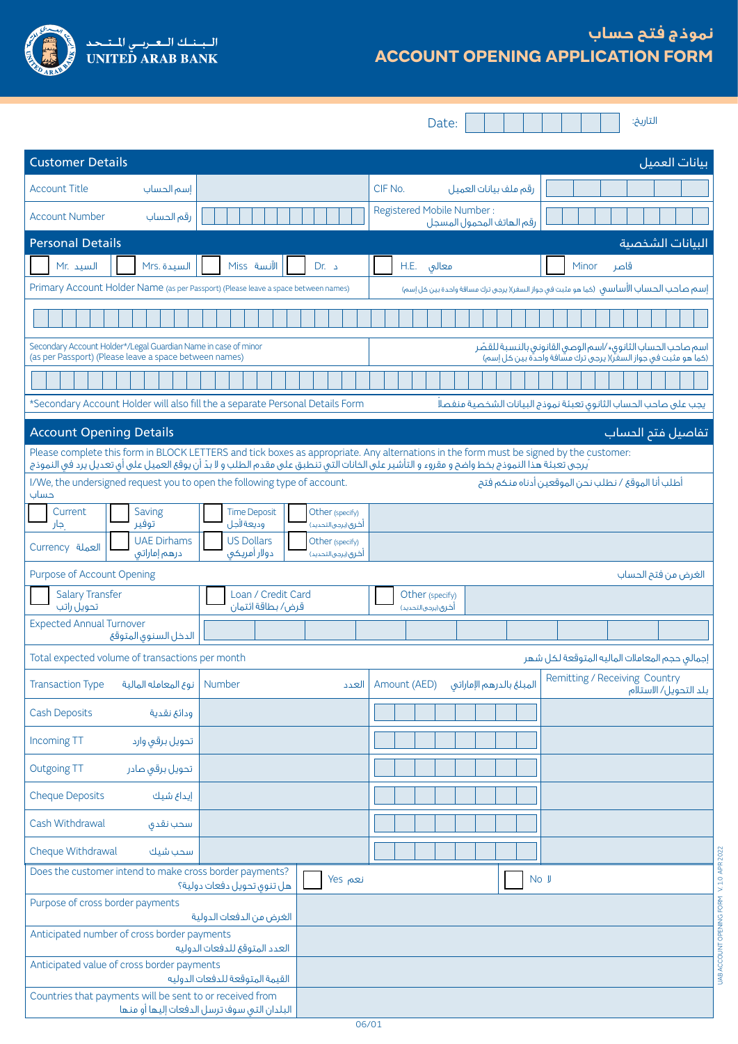# UNITED ARAB BANK
# البنك العربي المتحد

# نموذج فتح حساب
# ACCOUNT OPENING APPLICATION FORM

Date: التاريخ:

## Customer Details بيانات العميل

| | | | |
|---|---|---|---|
| Account Title إسم الحساب | | CIF No. رقم ملف بيانات العميل | |
| Account Number رقم الحساب | | Registered Mobile Number : رقم الهاتف المحمول المسجل | |

## Personal Details البيانات الشخصية

☐ Mr. السيد ☐ Mrs. السيدة ☐ Miss الآنسة ☐ Dr. د ☐ H.E. معالي ☐ Minor قاصر

Primary Account Holder Name (as per Passport) (Please leave a space between names) إسم صاحب الحساب الأساسي (كما هو مثبت في جواز السفر)( يرجى ترك مسافة واحدة بين كل إسم)

Secondary Account Holder*/Legal Guardian Name in case of minor (as per Passport) (Please leave a space between names) اسم صاحب الحساب الثانوي*/اسم الوصي القانوني بالنسبة للقصّر (كما هو مثبت في جواز السفر)( يرجى ترك مسافة واحدة بين كل إسم)

*Secondary Account Holder will also fill the a separate Personal Details Form يجب على صاحب الحساب الثانوي تعبئة نموذج البيانات الشخصية منفصلاً

## Account Opening Details تفاصيل فتح الحساب

Please complete this form in BLOCK LETTERS and tick boxes as appropriate. Any alternations in the form must be signed by the customer:
يُرجى تعبئة هذا النموذج بخط واضح و مقروء و التأشير على الخانات التي تنطبق على مقدم الطلب و لا بدّ أن يوقع العميل على أي تعديل يرد في النموذج

I/We, the undersigned request you to open the following type of account. أطلب أنا الموقع / نطلب نحن الموقعين أدناه منكم فتح حساب

☐ Current جار ☐ Saving توفير ☐ Time Deposit وديعة لأجل ☐ Other (specify) أخرى (يرجى التحديد)

Currency العملة ☐ UAE Dirhams درهم إماراتي ☐ US Dollars دولار أمريكي ☐ Other (specify) أخرى (يرجى التحديد)

Purpose of Account Opening الغرض من فتح الحساب

☐ Salary Transfer تحويل راتب ☐ Loan / Credit Card قرض/ بطاقة ائتمان ☐ Other (specify) أخرى (يرجى التحديد)

Expected Annual Turnover الدخل السنوي المتوقع

Total expected volume of transactions per month إجمالي حجم المعاملات المالية المتوقعة لكل شهر

| Transaction Type نوع المعاملة المالية | Number العدد | Amount (AED) المبلغ بالدرهم الإماراتي | Remitting / Receiving Country بلد التحويل/ الاستلام |
|---|---|---|---|
| Cash Deposits ودائع نقدية | | | |
| Incoming TT تحويل برقي وارد | | | |
| Outgoing TT تحويل برقي صادر | | | |
| Cheque Deposits إيداع شيك | | | |
| Cash Withdrawal سحب نقدي | | | |
| Cheque Withdrawal سحب شيك | | | |

| | |
|---|---|
| Does the customer intend to make cross border payments? هل تنوي تحويل دفعات دولية؟ | ☐ Yes نعم ☐ No لا |
| Purpose of cross border payments الغرض من الدفعات الدولية | |
| Anticipated number of cross border payments العدد المتوقع للدفعات الدوليه | |
| Anticipated value of cross border payments القيمة المتوقعة للدفعات الدوليه | |
| Countries that payments will be sent to or received from البلدان التي سوف ترسل الدفعات إليها أو منها | |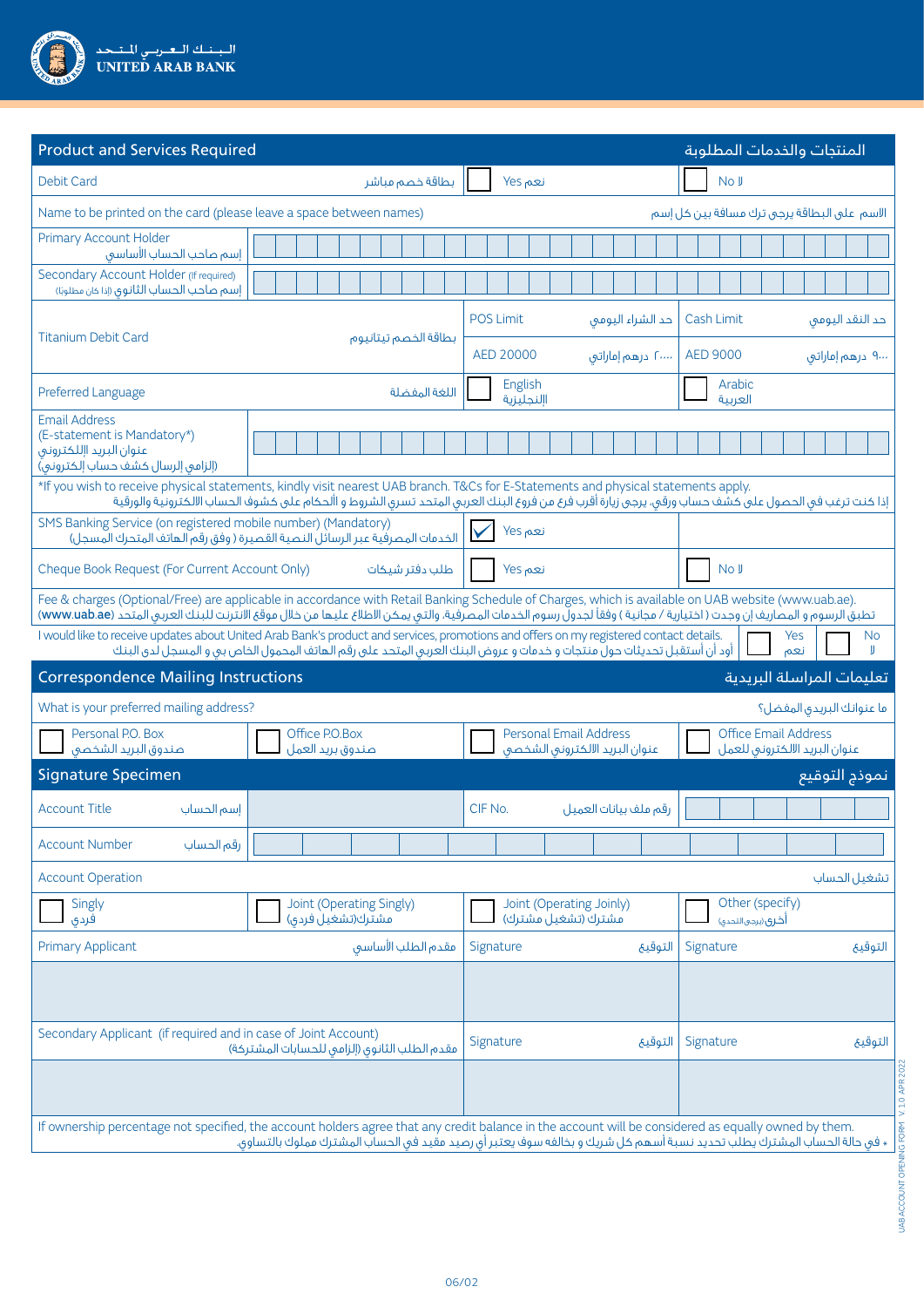البـنـك الـعـربـي الـمـتـحـد
UNITED ARAB BANK

## Product and Services Required — المنتجات والخدمات المطلوبة

| | | | |
|---|---|---|---|
| Debit Card بطاقة خصم مباشر | ☐ Yes نعم | ☐ No لا | |
| Name to be printed on the card (please leave a space between names) | | | الاسم على البطاقة يرجى ترك مسافة بين كل إسم |
| Primary Account Holder إسم صاحب الحساب الأساسي | | | |
| Secondary Account Holder (If required) إسم صاحب الحساب الثانوي (إذا كان مطلوبًا) | | | |
| Titanium Debit Card بطاقة الخصم تيتانيوم | POS Limit حد الشراء اليومي AED 20000 ٢٠٠٠٠ درهم إماراتي | Cash Limit حد النقد اليومي AED 9000 ٩٠٠٠ درهم إماراتي | |
| Preferred Language اللغة المفضلة | ☐ English الإنجليزية | ☐ Arabic العربية | |
| Email Address (E-statement is Mandatory*) عنوان البريد الإلكتروني (إلزامي إرسال كشف حساب إلكتروني) | | | |

*If you wish to receive physical statements, kindly visit nearest UAB branch. T&Cs for E-Statements and physical statements apply.
إذا كنت ترغب في الحصول على كشف حساب ورقي، يرجى زيارة أقرب فرع من فروع البنك العربي المتحد تسري الشروط و الأحكام على كشوف الحساب الالكترونية والورقية

| | | |
|---|---|---|
| SMS Banking Service (on registered mobile number) (Mandatory) الخدمات المصرفية عبر الرسائل النصية القصيرة ( وفق رقم الهاتف المتحرك المسجل) | ☑ Yes نعم | |
| Cheque Book Request (For Current Account Only) طلب دفتر شيكات | ☐ Yes نعم | ☐ No لا |

Fee & charges (Optional/Free) are applicable in accordance with Retail Banking Schedule of Charges, which is available on UAB website (www.uab.ae).
تطبق الرسوم و المصاريف إن وجدت ( اختيارية / مجانية ) وفقاً لجدول رسوم الخدمات المصرفية، والتي يمكن الاطلاع عليها من خلال موقع الانترنت للبنك العربي المتحد (www.uab.ae)

I would like to receive updates about United Arab Bank's product and services, promotions and offers on my registered contact details. ☐ Yes نعم ☐ No لا
أود أن أستقبل تحديثات حول منتجات و خدمات و عروض البنك العربي المتحد على رقم الهاتف المحمول الخاص بي و المسجل لدى البنك

## Correspondence Mailing Instructions — تعليمات المراسلة البريدية

What is your preferred mailing address? ما عنوانك البريدي المفضل؟

| | | | |
|---|---|---|---|
| ☐ Personal P.O. Box صندوق البريد الشخصي | ☐ Office P.O.Box صندوق بريد العمل | ☐ Personal Email Address عنوان البريد الالكتروني الشخصي | ☐ Office Email Address عنوان البريد الالكتروني للعمل |

## Signature Specimen — نموذج التوقيع

| | | | |
|---|---|---|---|
| Account Title إسم الحساب | | CIF No. رقم ملف بيانات العميل | |
| Account Number رقم الحساب | | | |

Account Operation تشغيل الحساب

| | | | |
|---|---|---|---|
| ☐ Singly فردي | ☐ Joint (Operating Singly) مشترك(تشغيل فردي) | ☐ Joint (Operating Jointly) مشترك (تشغيل مشترك) | ☐ Other (specify) أخرى (يرجى التحديد) |

| | | |
|---|---|---|
| Primary Applicant مقدم الطلب الأساسي | Signature التوقيع | Signature التوقيع |
| | | |
| Secondary Applicant (if required and in case of Joint Account) مقدم الطلب الثانوي (إلزامي للحسابات المشتركة) | Signature التوقيع | Signature التوقيع |
| | | |

If ownership percentage not specified, the account holders agree that any credit balance in the account will be considered as equally owned by them.
* في حالة الحساب المشترك يطلب تحديد نسبة أسهم كل شريك و بخلافه سوف يعتبر أي رصيد مقيد في الحساب المشترك مملوك بالتساوي.

UAB ACCOUNT OPENING FORM V. 1.0 APR 2022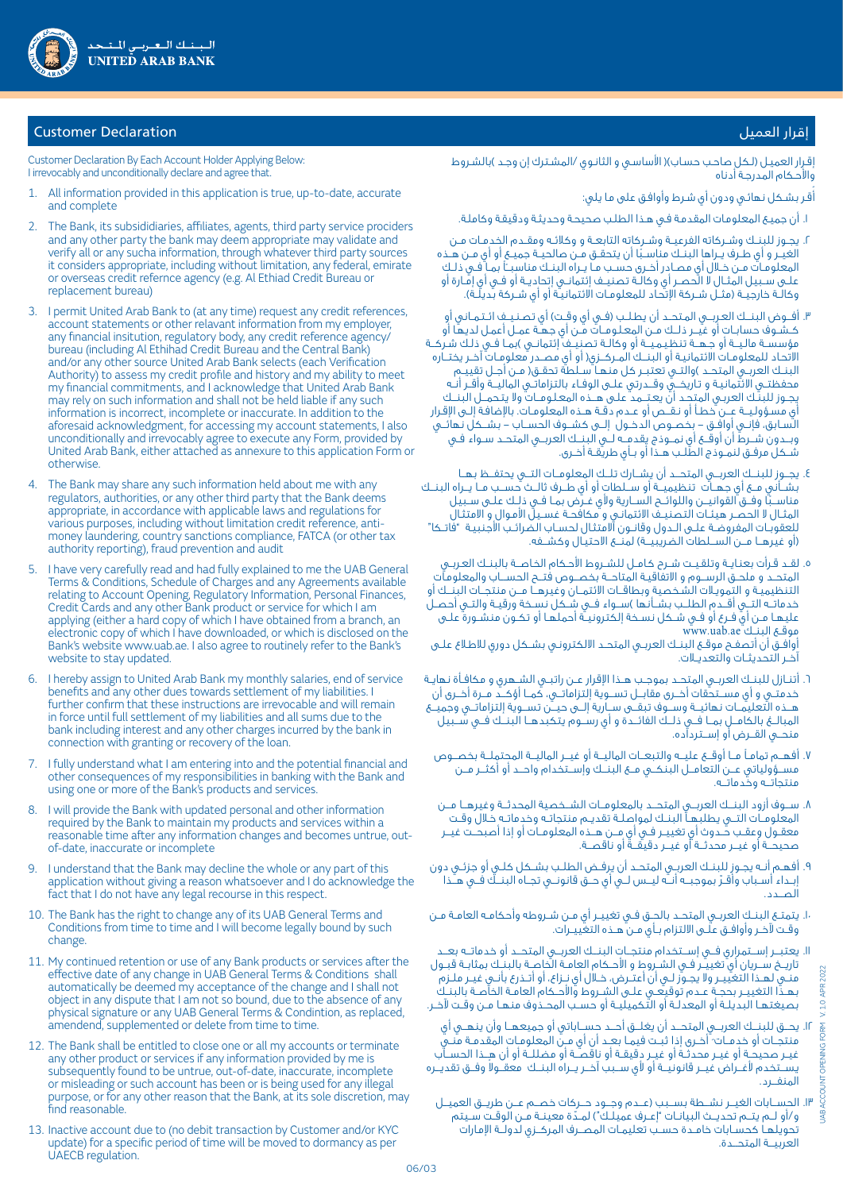## Customer Declaration

Customer Declaration By Each Account Holder Applying Below:
I irrevocably and unconditionally declare and agree that.

1. All information provided in this application is true, up-to-date, accurate and complete
2. The Bank, its subsidiaries, affiliates, agents, third party service prociders and any other party the bank may deem appropriate may validate and verify all or any sucha information, through whatever third party sources it considers appropriate, including without limitation, any federal, emirate or overseas credit refernce agency (e.g. Al Ethiad Credit Bureau or replacement bureau)
3. I permit United Arab Bank to (at any time) request any credit references, account statements or other relavant information from my employer, any financial insitution, regulatory body, any credit reference agency/ bureau (including Al Ethihad Credit Bureau and the Central Bank) and/or any other source United Arab Bank selects (each Verification Authority) to assess my credit profile and history and my ability to meet my financial commitments, and I acknowledge that United Arab Bank may rely on such information and shall not be held liable if any such information is incorrect, incomplete or inaccurate. In addition to the aforesaid acknowledgment, for accessing my account statements, I also unconditionally and irrevocably agree to execute any Form, provided by United Arab Bank, either attached as annexure to this application Form or otherwise.
4. The Bank may share any such information held about me with any regulators, authorities, or any other third party that the Bank deems appropriate, in accordance with applicable laws and regulations for various purposes, including without limitation credit reference, anti-money laundering, country sanctions compliance, FATCA (or other tax authority reporting), fraud prevention and audit
5. I have very carefully read and had fully explained to me the UAB General Terms & Conditions, Schedule of Charges and any Agreements available relating to Account Opening, Regulatory Information, Personal Finances, Credit Cards and any other Bank product or service for which I am applying (either a hard copy of which I have obtained from a branch, an electronic copy of which I have downloaded, or which is disclosed on the Bank's website www.uab.ae. I also agree to routinely refer to the Bank's website to stay updated.
6. I hereby assign to United Arab Bank my monthly salaries, end of service benefits and any other dues towards settlement of my liabilities. I further confirm that these instructions are irrevocable and will remain in force until full settlement of my liabilities and all sums due to the bank including interest and any other charges incurred by the bank in connection with granting or recovery of the loan.
7. I fully understand what I am entering into and the potential financial and other consequences of my responsibilities in banking with the Bank and using one or more of the Bank's products and services.
8. I will provide the Bank with updated personal and other information required by the Bank to maintain my products and services within a reasonable time after any information changes and becomes untrue, out-of-date, inaccurate or incomplete
9. I understand that the Bank may decline the whole or any part of this application without giving a reason whatsoever and I do acknowledge the fact that I do not have any legal recourse in this respect.
10. The Bank has the right to change any of its UAB General Terms and Conditions from time to time and I will become legally bound by such change.
11. My continued retention or use of any Bank products or services after the effective date of any change in UAB General Terms & Conditions shall automatically be deemed my acceptance of the change and I shall not object in any dispute that I am not so bound, due to the absence of any physical signature or any UAB General Terms & Condition, as replaced, amendend, supplemented or delete from time to time.
12. The Bank shall be entitled to close one or all my accounts or terminate any other product or services if any information provided by me is subsequently found to be untrue, out-of-date, inaccurate, incomplete or misleading or such account has been or is being used for any illegal purpose, or for any other reason that the Bank, at its sole discretion, may find reasonable.
13. Inactive account due to (no debit transaction by Customer and/or KYC update) for a specific period of time will be moved to dormancy as per UAECB regulation.

## إقرار العميل

إقرار العميل (لكل صاحب حساب)( الأساسي و الثانوي /المشترك إن وجد )بالشروط والأحكام المدرجة أدناه

أقر بشكل نهائي ودون أي شرط وأوافق على ما يلي:

١. أن جميع المعلومات المقدمة في هذا الطلب صحيحة وحديثة ودقيقة وكاملة.

٢. يجوز للبنك وشركاته الفرعية وشركاته التابعة و وكلائه ومقدم الخدمات من الغير و أي طرف يراها البنك مناسبًا أن يتحقق من صلاحية جميع أو أي من هذه المعلومات من خلال أي مصادر أخرى حسب ما يراه البنك مناسبًا بما في ذلك على سبيل المثال لا الحصر أي وكالة تصنيف إئتماني إتحادية أو في أي إمارة أو وكالة خارجية (مثل شركة الإتحاد للمعلومات الائتمانية أو أي شركة بديلة).

٣. أفوض البنك العربي المتحد أن يطلب (في أي وقت) أي تصنيف ائتماني أو كشوف حسابات أو غير ذلك من المعلومات من أي جهة عمل لديها أو مؤسسة مالية أو جهة تنظيمية أو وكالة تصنيف إئتماني )بما في ذلك شركة الاتحاد للمعلومات الائتمانية و البنك المركزي( أو أي مصدر معلومات آخر يختاره البنك العربي المتحد )والتي تعتبر كل منها سلطة تحقق( من أجل تقييم محفظتي الائتمانية و تاريخي وقدرتي على الوفاء بالتزاماتي المالية وأقر أنه يجوز للبنك العربي المتحد أن يعتمد على هذه المعلومات ولا يتحمل البنك أي مسؤولية عن خطأ أو نقص أو عدم دقة هذه المعلومات. بالإضافة إلى الإقرار السابق، فإني أوافق – بخصوص الدخول إلى كشوف الحساب – بشكل نهائي وبدون شرط أن أوقع أي نموذج يقدمه لي البنك العربي المتحد سواء في شكل مرفق لنموذج الطلب هذا أو بأي طريقة أخرى.

٤. يجوز للبنك العربي المتحد أن يشارك تلك المعلومات التي يحتفظ بها بشأني مع أي جهات تنظيمية أو سلطات أو أي طرف ثالث حسب ما يراه البنك مناسبًا وفق القوانين واللوائح السارية ولأي غرض بما في ذلك على سبيل المثال لا الحصر هيئات التصنيف الائتماني و مكافحة غسيل الأموال و الامتثال للعقوبات المفروضة على الدول وقانون الامتثال لحساب الضرائب الأجنبية "فاتكا" (أو غيرها من السلطات الضريبية) لمنع الاحتيال وكشفه.

٥. لقد قرأت بعناية وتلقيت شرح كامل للشروط الأحكام الخاصة بالبنك العربي المتحد و ملحق الرسوم و الاتفاقية المتاحة بخصوص فتح الحساب والمعلومات التنظيمية و التمويلات الشخصية وبطاقات الائتمان وغيرها من منتجات البنك أو خدماته التي أقدم الطلب بشأنها )سواء في شكل نسخة ورقية والتي أحصل عليها من أي فرع أو في شكل نسخة إلكترونية أحملها أو تكون منشورة على موقع البنك www.uab.ae
أوافق أن أتصفح موقع البنك العربي المتحد الالكتروني بشكل دوري للاطلاع على آخر التحديثات والتعديلات.

٦. أتنازل للبنك العربي المتحد بموجب هذا الإقرار عن راتبي الشهري و مكافأة نهاية خدمتي و أي مستحقات أخرى مقابل تسوية إلتزاماتي، كما أؤكد مرة أخرى أن هذه التعليمات نهائية وسوف تبقى سارية إلى حين تسوية إلتزاماتي وجميع المبالغ بالكامل بما في ذلك الفائدة و أي رسوم يتكبدها البنك في سبيل منحي القرض أو إسترداده.

٧. أفهم تماماً ما أوقع عليه والتبعات المالية أو غير المالية المحتملة بخصوص مسؤولياتي عن التعامل البنكي مع البنك وإستخدام واحد أو أكثر من منتجاته وخدماته.

٨. سوف أزود البنك العربي المتحد بالمعلومات الشخصية المحدثة وغيرها من المعلومات التي يطلبها البنك لمواصلة تقديم منتجاته وخدماته خلال وقت معقول وعقب حدوث أي تغيير في أي من هذه المعلومات أو إذا أصبحت غير صحيحة أو غير محدثة أو غير دقيقة أو ناقصة.

٩. أفهم أنه يجوز للبنك العربي المتحد أن يرفض الطلب بشكل كلي أو جزئي دون إبداء أسباب وأقرّ بموجبه أنه ليس لي أي حق قانوني تجاه البنك في هذا الصدد.

١٠. يتمتع البنك العربي المتحد بالحق في تغيير أي من شروطه وأحكامه العامة من وقت لآخر وأوافق على الالتزام بأي من هذه التغييرات.

١١. يعتبر إستمراري في إستخدام منتجات البنك العربي المتحد أو خدماته بعد تاريخ سريان أي تغيير في الشروط و الأحكام العامة الخاصة بالبنك بمثابة قبول مني لهذا التغيير ولا يجوز لي أن أعترض، خلال أي نزاع، أو أتذرع بأني غير ملزم بهذا التغيير بحجة عدم توقيعي على الشروط والأحكام العامة الخاصة بالبنك بصيغتها البديلة أو المعدلة أو التكميلية أو حسب المحذوف منها من وقت لآخر.

١٢. يحق للبنك العربي المتحد أن يغلق أحد حساباتي أو جميعها وأن ينهي أي منتجات أو خدمات أخرى إذا ثبت فيما بعد أن أي من المعلومات المقدمة مني غير صحيحة أو غير محدثة أو غير دقيقة أو ناقصة أو مضللة أو أن هذا الحساب يستخدم لأغراض غير قانونية أو لأي سبب آخر يراه البنك معقولا وفق تقديره المنفرد.

١٣. الحسابات الغير نشطة بسبب (عدم وجود حركات خصم عن طريق العميل و/أو لم يتم تحديث البيانات "إعرف عميلك") لمدة معينة من الوقت سيتم تحويلها كحسابات خامدة حسب تعليمات المصرف المركزي لدولة الإمارات العربية المتحدة.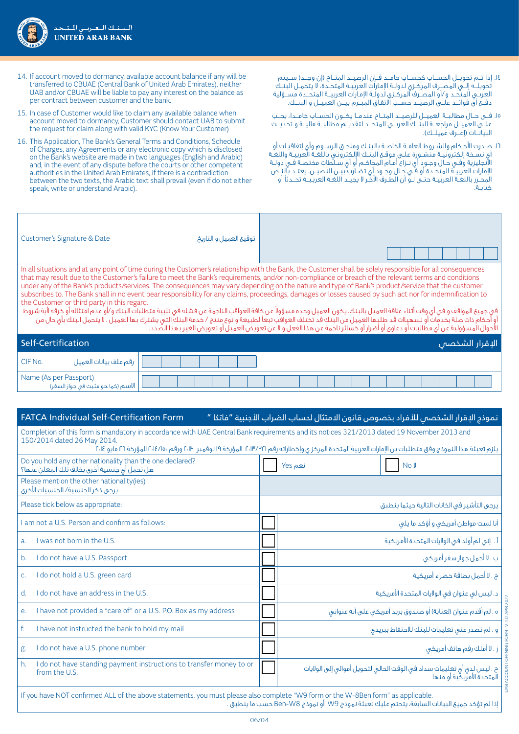14. If account moved to dormancy, available account balance if any will be transferred to CBUAE (Central Bank of United Arab Emirates), neither UAB and/or CBUAE will be liable to pay any interest on the balance as per contract between customer and the bank.

15. In case of Customer would like to claim any available balance when account moved to dormancy, Customer should contact UAB to submit the request for claim along with valid KYC (Know Your Customer)

16. This Application, The Bank's General Terms and Conditions, Schedule of Charges, any Agreements or any electronic copy which is disclosed on the Bank's website are made in two languages (English and Arabic) and, in the event of any dispute before the courts or other competent authorities in the United Arab Emirates, if there is a contradiction between the two texts, the Arabic text shall prevail (even if do not either speak, write or understand Arabic).

١٤. إذا تـم تحويـل الحسـاب كحسـاب خامـد فـإن الرصيـد المتـاح (إن وجـد) سـيتم تحويلـه إلـى المصـرف المركـزي لدولـة الإمارات العربيـة المتحـدة. لا يتحمـل البنـك العربـي المتحـد و/أو المصـرف المركـزي لدولـة الإمارات العربيـة المتحـدة مسـؤولية دفـع أي فوائـد علـى الرصيـد حسـب الاتفاق المبـرم بيـن العميـل و البنـك.

١٥. فـي حـال مطالبـة العميـل للرصيـد المتـاح عندمـا يكـون الحسـاب خامـدا، يجـب علـى العميـل مراجعـة البنـك العربـي المتحـد لتقديـم مطالبـة ماليـة و تحديـث البيانـات (إعـرف عميلـك).

١٦. صـدرت الأحـكام والشـروط العامـة الخاصـة بالبنـك وملحـق الرسـوم وأي إتفاقيـات أو أي نسـخة إلكترونيـة منشـورة علـى موقـع البنـك الإلكترونـي باللغـة العربيـة واللغـة الأنجليزية وفـي حـال وجـود أي نـزاع أمـام المحاكـم أو أي سـلطات مختصـة فـي دولـة الإمارات العربيـة المتحـدة أو فـي حـال وجـود أي تضـارب بيـن النصيـن، يعتـد بالنـص المحـرر باللغـة العربيـة حتـى لـو أن الطـرف الآخـر لا يجيـد اللغـة العربيـة تحـدثا أو كتابـة.

| Customer's Signature & Date توقيع العميل و التاريخ | |
|---|---|

In all situations and at any point of time during the Customer's relationship with the Bank, the Customer shall be solely responsible for all consequences that may result due to the Customer's failure to meet the Bank's requirements, and/or non-compliance or breach of the relevant terms and conditions under any of the Bank's products/services. The consequences may vary depending on the nature and type of Bank's product/service that the customer subscribes to. The Bank shall in no event bear responsibility for any claims, proceedings, damages or losses caused by such act nor for indemnification to the Customer or third party in this regard.

في جميع المواقف و في أي وقت أثناء علاقة العميل بالبنك، يكون العميل وحده مسؤولاً عن كافة العواقب الناجمة عن فشله في تلبية متطلبات البنك و/أو عدم امتثاله أو خرقه لأية شروط أو أحكام ذات صلة بخدمات أو تسهيلات قد طلبها العميل من البنك قد تختلف العواقب تبعاً لطبيعة و نوع منتج / خدمة البنك التي يشترك بها العميل . لا يتحمل البنك بأي حال من الأحوال المسؤولية عن أي مطالبات أو دعاوى أو أضرار أو خسائر ناجمة عن هذا الفعل و لا عن تعويض العميل أو تعويض الغير بهذا الصدد.

## Self-Certification الإقرار الشخصي

| CIF No. رقم ملف بيانات العميل | |
|---|---|
| Name (As per Passport) الاسم (كما هو مثبت في جواز السفر) | |

## FATCA Individual Self-Certification Form نموذج الإقرار الشخصي للأفراد بخصوص قانون الامتثال لحساب الضراب الأجنبية "فاتكا"

Completion of this form is mandatory in accordance with UAE Central Bank requirements and its notices 321/2013 dated 19 November 2013 and 150/2014 dated 26 May 2014.

يلزم تعبئة هذا النموذج وفق متطلبات بن الإمارات العربية المتحدة المركز ي وإخطاراته رقم ٢٠١٣/٣٢١ المؤرخة ١٩ نوفمبر ٢٠١٣ ورقم ٢٠١٤/١٥٠ المؤرخة ٢٦ مايو ٢٠١٤

| | | |
|---|---|---|
| Do you hold any other nationality than the one declared? هل تحمل أي جنسية أخرى بخلاف تلك المعلن عنها؟ | ☐ Yes نعم | ☐ No لا |
| Please mention the other nationality(ies) يرجى ذكر الجنسية/ الجنسيات الأخرى | | |
| Please tick below as appropriate: | | يرجى التأشير في الخانات التالية حيثما ينطبق |
| I am not a U.S. Person and confirm as follows: | ☐ | أنا لست مواطن أمريكي و أؤكد ما يلي |
| a. I was not born in the U.S. | ☐ | أ . إنني لم أولد في الولايات المتحدة الأمريكية |
| b. I do not have a U.S. Passport | ☐ | ب . لا أحمل جواز سفر أمريكي |
| c. I do not hold a U.S. green card | ☐ | ج . لا أحمل بطاقة خضراء أمريكية |
| d. I do not have an address in the U.S. | ☐ | د . ليس لي عنوان في الولايات المتحدة الأمريكية |
| e. I have not provided a "care of" or a U.S. P.O. Box as my address | ☐ | ه . لم أقدم عنوان (لعناية) أو صندوق بريد أمريكي على أنه عنواني |
| f. I have not instructed the bank to hold my mail | ☐ | و . لم تصدر عني تعليمات للبنك للاحتفاظ ببريدي |
| g. I do not have a U.S. phone number | ☐ | ز . لا أملك رقم هاتف أمريكي |
| h. I do not have standing payment instructions to transfer money to or from the U.S. | ☐ | ح . ليس لدي أي تعليمات سداد في الوقت الحالي لتحويل أموالي إلى الولايات المتحدة الأمريكية أو منها |

If you have NOT confirmed ALL of the above statements, you must please also complete "W9 form or the W-8Ben form" as applicable.

إذا لم تؤكد جميع البيانات السابقة، يتحتم عليك تعبئة نموذج W9 أو نموذج Ben-W8 حسب ما ينطبق .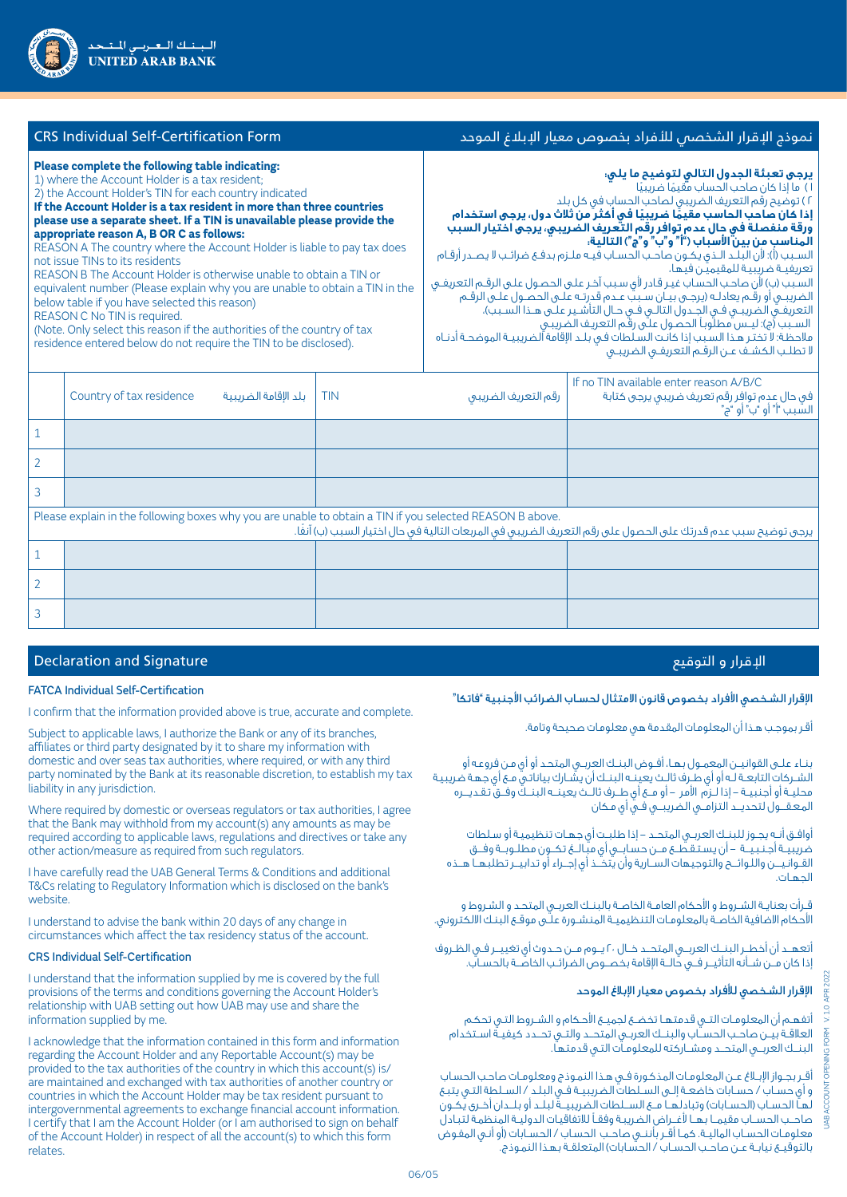الـبـنــك الـعــربـــي الـمــتـحــد
UNITED ARAB BANK

## CRS Individual Self-Certification Form

## نموذج الإقرار الشخصي للأفراد بخصوص معيار الإبلاغ الموحد

**Please complete the following table indicating:**
1) where the Account Holder is a tax resident;
2) the Account Holder's TIN for each country indicated
**If the Account Holder is a tax resident in more than three countries please use a separate sheet. If a TIN is unavailable please provide the appropriate reason A, B OR C as follows:**
REASON A The country where the Account Holder is liable to pay tax does not issue TINs to its residents
REASON B The Account Holder is otherwise unable to obtain a TIN or equivalent number (Please explain why you are unable to obtain a TIN in the below table if you have selected this reason)
REASON C No TIN is required.
(Note. Only select this reason if the authorities of the country of tax residence entered below do not require the TIN to be disclosed).

**يرجى تعبئة الجدول التالي لتوضيح ما يلي:**
١) ما إذا كان صاحب الحساب مقيمًا ضريبيًا
٢) توضيح رقم التعريف الضريبي لصاحب الحساب في كل بلد
**إذا كان صاحب الحساب مقيمًا ضريبيًا في أكثر من ثلاث دول، يرجى استخدام ورقة منفصلة في حال عدم توافر رقم التعريف الضريبي، يرجى اختيار السبب المناسب من بين الأسباب ("أ" و"ب" و"ج") التالية:**
السبب (أ): لأن البلد الذي يكون صاحب الحساب فيه ملزم بدفع ضرائب لا يصدر أرقام تعريفية ضريبية للمقيمين فيها.
السبب (ب) لأن صاحب الحساب غير قادر لأي سبب آخر على الحصول على الرقم التعريفي الضريبي أو رقم يعادله (يرجى بيان سبب عدم قدرته على الحصول على الرقم التعريفي الضريبي في الجدول التالي في حال التأشير على هذا السبب).
السبب (ج): ليس مطلوباً الحصول على رقم التعريف الضريبي
ملاحظة: لا تختر هذا السبب إذا كانت السلطات في بلد الإقامة الضريبية الموضحة أدناه لا تطلب الكشف عن الرقم التعريفي الضريبي

| | Country of tax residence بلد الإقامة الضريبية | TIN رقم التعريف الضريبي | If no TIN available enter reason A/B/C في حال عدم توافر رقم تعريف ضريبي يرجى كتابة السبب "أ" أو "ب" أو "ج" |
|---|---|---|---|
| 1 | | | |
| 2 | | | |
| 3 | | | |

Please explain in the following boxes why you are unable to obtain a TIN if you selected REASON B above.
يرجى توضيح سبب عدم قدرتك على الحصول على رقم التعريف الضريبي في المربعات التالية في حال اختيار السبب (ب) آنفاً.

| | | | |
|---|---|---|---|
| 1 | | | |
| 2 | | | |
| 3 | | | |

## Declaration and Signature

## الإقرار و التوقيع

### FATCA Individual Self-Certification

I confirm that the information provided above is true, accurate and complete.

Subject to applicable laws, I authorize the Bank or any of its branches, affiliates or third party designated by it to share my information with domestic and over seas tax authorities, where required, or with any third party nominated by the Bank at its reasonable discretion, to establish my tax liability in any jurisdiction.

Where required by domestic or overseas regulators or tax authorities, I agree that the Bank may withhold from my account(s) any amounts as may be required according to applicable laws, regulations and directives or take any other action/measure as required from such regulators.

I have carefully read the UAB General Terms & Conditions and additional T&Cs relating to Regulatory Information which is disclosed on the bank's website.

I understand to advise the bank within 20 days of any change in circumstances which affect the tax residency status of the account.

### CRS Individual Self-Certification

I understand that the information supplied by me is covered by the full provisions of the terms and conditions governing the Account Holder's relationship with UAB setting out how UAB may use and share the information supplied by me.

I acknowledge that the information contained in this form and information regarding the Account Holder and any Reportable Account(s) may be provided to the tax authorities of the country in which this account(s) is/are maintained and exchanged with tax authorities of another country or countries in which the Account Holder may be tax resident pursuant to intergovernmental agreements to exchange financial account information. I certify that I am the Account Holder (or I am authorised to sign on behalf of the Account Holder) in respect of all the account(s) to which this form relates.

### الإقرار الشخصي الأفراد بخصوص قانون الامتثال لحساب الضرائب الأجنبية "فاتكا"

أقر بموجب هذا أن المعلومات المقدمة هي معلومات صحيحة وتامة.

بناء على القوانين المعمول بها، أفوض البنك العربي المتحد أو أي من فروعه أو الشركات التابعة له أو أي طرف ثالث يعينه البنك أن يشارك بياناتي مع أي جهة ضريبية محلية أو أجنبية – إذا لزم الأمر – أو مع أي طرف ثالث يعينه البنك وفق تقديره المعقول لتحديد التزامي الضريبي في أي مكان

أوافق أنه يجوز للبنك العربي المتحد – إذا طلبت أي جهات تنظيمية أو سلطات ضريبية أجنبية – أن يستقطع من حسابي أي مبالغ تكون مطلوبة وفق القوانين واللوائح والتوجيهات السارية وأن يتخذ أي إجراء أو تدابير تطلبها هذه الجهات.

قرأت بعناية الشروط و الأحكام العامة الخاصة بالبنك العربي المتحد و الشروط و الأحكام الاضافية الخاصة بالمعلومات التنظيمية المنشورة على موقع البنك الالكتروني.

أتعهد أن أخطر البنك العربي المتحد خلال ٢٠ يوم من حدوث أي تغيير في الظروف إذا كان من شأنه التأثير في حالة الإقامة بخصوص الضرائب الخاصة بالحساب.

### الإقرار الشخصي للأفراد بخصوص معيار الإبلاغ الموحد

أتفهم أن المعلومات التي قدمتها تخضع لجميع الأحكام و الشروط التي تحكم العلاقة بين صاحب الحساب والبنك العربي المتحد والتي تحدد كيفية استخدام البنك العربي المتحد ومشاركته للمعلومات التي قدمتها.

أقر بجواز الإبلاغ عن المعلومات المذكورة في هذا النموذج ومعلومات صاحب الحساب و أي حساب / حسابات خاضعة إلى السلطات الضريبية في البلد / السلطة التي يتبع لها الحساب (الحسابات) وتبادلها مع السلطات الضريبية لبلد أو بلدان أخرى يكون صاحب الحساب مقيما بها لأغراض الضريبة وفقاً للاتفاقيات الدولية المنظمة لتبادل معلومات الحسابات المالية. كما أقر بأنني صاحب الحساب / الحسابات (أو أنني المفوض بالتوقيع نيابة عن صاحب الحساب / الحسابات) المتعلقة بهذا النموذج.

UAB ACCOUNT OPENING FORM V. 1.0 APR 2022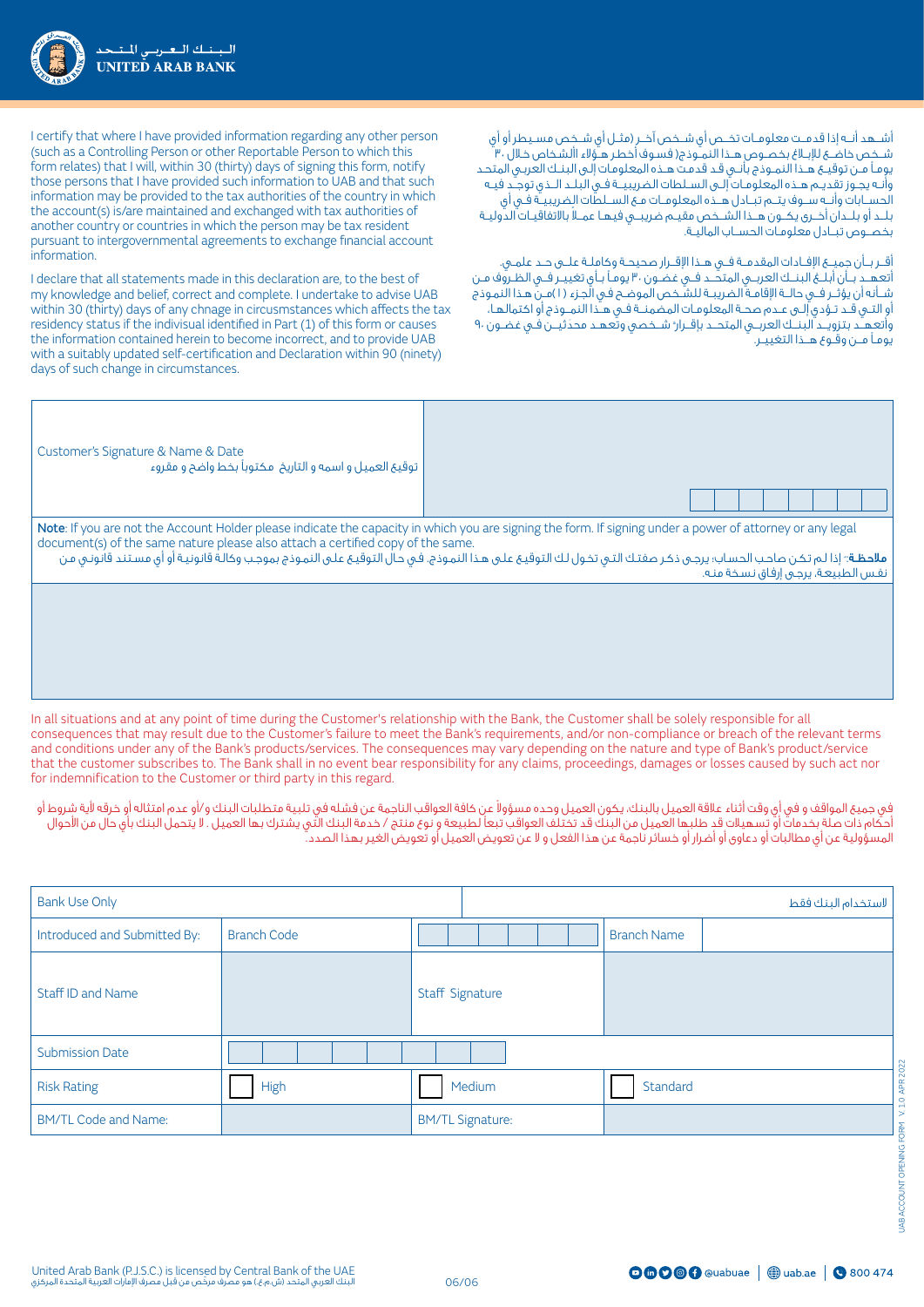I certify that where I have provided information regarding any other person (such as a Controlling Person or other Reportable Person to which this form relates) that I will, within 30 (thirty) days of signing this form, notify those persons that I have provided such information to UAB and that such information may be provided to the tax authorities of the country in which the account(s) is/are maintained and exchanged with tax authorities of another country or countries in which the person may be tax resident pursuant to intergovernmental agreements to exchange financial account information.

I declare that all statements made in this declaration are, to the best of my knowledge and belief, correct and complete. I undertake to advise UAB within 30 (thirty) days of any chnage in circumsatnces which affects the tax residency status if the indivisual identified in Part (1) of this form or causes the information contained herein to become incorrect, and to provide UAB with a suitably updated self-certification and Declaration within 90 (ninety) days of such change in circumstances.

أشـهد أنـه إذا قدمـت معلومـات تخـص أي شـخص آخـر (مثـل أي شـخص مسـيطر أو أي شـخص خاضـع للإبـلاغ بخصـوص هـذا النمـوذج) فسـوف أخطـر هـؤلاء الأشـخاص خـلال ٣٠ يومـاً مـن توقيـع هـذا النمـوذج بأنـي قـد قدمـت هـذه المعلومـات إلـى البنـك العربـي المتحـد وأنـه يجـوز تقديـم هـذه المعلومـات إلـى السـلطات الضريبيـة فـي البلـد الـذي توجـد فيـه الحسـابات وأنـه سـوف يتـم تبـادل هـذه المعلومـات مـع السـلطات الضريبيـة فـي أي بلـد أو بلـدان أخـرى يكـون هـذا الشـخص مقيـم ضريبـي فيهـا عمـلا بالاتفاقيـات الدوليـة بخصـوص تبـادل معلومـات الحسـاب الماليـة.

أقـر بـأن جميـع الإفـادات المقدمـة فـي هـذا الإقـرار صحيحـة وكاملـة علـى حـد علمـي. أتعهـد بـأن أبلـغ البنـك العربـي المتحـد فـي غضـون ٣٠ يومـاً بـأي تغييـر فـي الظـروف مـن شـأنه أن يؤثـر فـي حالـة الإقامـة الضريبيـة للشـخص الموضـح في الجـزء (١) مـن هـذا النمـوذج أو التـي قـد تـؤدي إلـى عـدم صحـة المعلومـات المضمنـة فـي هـذا النمـوذج أو اكتمالهـا. وأتعهـد بتزويـد البنـك العربـي المتحـد بإقـرار شـخصي وتعهـد محدثيـن فـي غضـون ٩٠ يومـاً مـن وقـوع هـذا التغييـر.

| | |
|---|---|
| Customer's Signature & Name & Date<br>توقيع العميل و اسمه و التاريخ مكتوباً بخط واضح و مقروء | |

**Note**: If you are not the Account Holder please indicate the capacity in which you are signing the form. If signing under a power of attorney or any legal document(s) of the same nature please also attach a certified copy of the same.

**ملاحظة**: إذا لم تكـن صاحـب الحساب؛ يرجـى ذكـر صفتك التي تخول لك التوقيع على هـذا النموذج. في حال التوقيع على النموذج بموجب وكالة قانونية أو أي مستند قانوني من نفس الطبيعة، يرجى إرفاق نسخة منه.

In all situations and at any point of time during the Customer's relationship with the Bank, the Customer shall be solely responsible for all consequences that may result due to the Customer's failure to meet the Bank's requirements, and/or non-compliance or breach of the relevant terms and conditions under any of the Bank's products/services. The consequences may vary depending on the nature and type of Bank's product/service that the customer subscribes to. The Bank shall in no event bear responsibility for any claims, proceedings, damages or losses caused by such act nor for indemnification to the Customer or third party in this regard.

في جميع المواقف و في أي وقت أثناء علاقة العميل بالبنك، يكون العميل وحده مسؤولاً عن كافة العواقب الناجمة عن فشله في تلبية متطلبات البنك و/أو عدم امتثاله أو خرقه لأية شروط أو أحكام ذات صلة بخدمات أو تسهيلات قد طلبها العميل من البنك قد تختلف العواقب تبعاً لطبيعة و نوع منتج / خدمة البنك التي يشترك بها العميل . لا يتحمل البنك بأي حال من الأحوال المسؤولية عن أي مطالبات أو دعاوى أو أضرار أو خسائر ناجمة عن هذا الفعل و لا عن تعويض العميل أو تعويض الغير بهذا الصدد.

| Bank Use Only | | | | لاستخدام البنك فقط |
|---|---|---|---|---|
| Introduced and Submitted By: | Branch Code | | Branch Name | |
| Staff ID and Name | | Staff Signature | | |
| Submission Date | | | | |
| Risk Rating | ☐ High | ☐ Medium | ☐ Standard | |
| BM/TL Code and Name: | | BM/TL Signature: | | |

UAB ACCOUNT OPENING FORM V. 1.0 APR 2022

United Arab Bank (P.J.S.C.) is licensed by Central Bank of the UAE
البنك العربي المتحد (ش.م.ع) هو مصرف مرخص من قبل مصرف الإمارات العربية المتحدة المركزي

@uabuae | uab.ae | 800 474